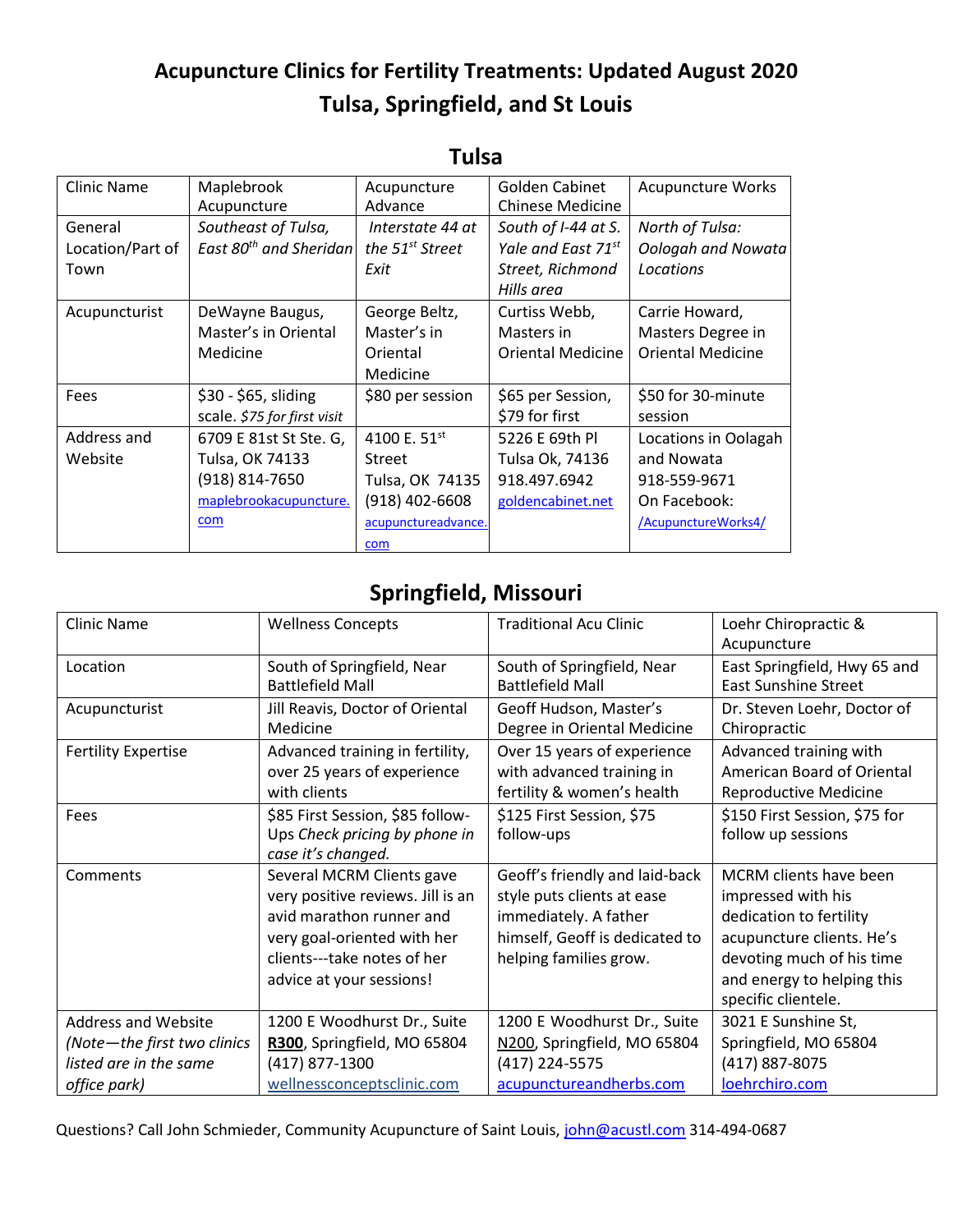# Acupuncture Clinics for Fertility Treatments: Updated August 2020

# Tulsa, Springfield, and St Louis

## Tulsa

| Clinic Name | Maplebrook Acupuncture | Acupuncture Advance | Golden Cabinet Chinese Medicine | Acupuncture Works |
|---|---|---|---|---|
| General Location/Part of Town | *Southeast of Tulsa, East 80th and Sheridan* | *Interstate 44 at the 51st Street Exit* | *South of I-44 at S. Yale and East 71st Street, Richmond Hills area* | *North of Tulsa: Oologah and Nowata Locations* |
| Acupuncturist | DeWayne Baugus, Master's in Oriental Medicine | George Beltz, Master's in Oriental Medicine | Curtiss Webb, Masters in Oriental Medicine | Carrie Howard, Masters Degree in Oriental Medicine |
| Fees | $30 - $65, sliding scale. *$75 for first visit* | $80 per session | $65 per Session, $79 for first | $50 for 30-minute session |
| Address and Website | 6709 E 81st St Ste. G, Tulsa, OK 74133 (918) 814-7650 maplebrookacupuncture.com | 4100 E. 51st Street Tulsa, OK 74135 (918) 402-6608 acupunctureadvance.com | 5226 E 69th Pl Tulsa Ok, 74136 918.497.6942 goldencabinet.net | Locations in Oolagah and Nowata 918-559-9671 On Facebook: /AcupunctureWorks4/ |

## Springfield, Missouri

| Clinic Name | Wellness Concepts | Traditional Acu Clinic | Loehr Chiropractic & Acupuncture |
|---|---|---|---|
| Location | South of Springfield, Near Battlefield Mall | South of Springfield, Near Battlefield Mall | East Springfield, Hwy 65 and East Sunshine Street |
| Acupuncturist | Jill Reavis, Doctor of Oriental Medicine | Geoff Hudson, Master's Degree in Oriental Medicine | Dr. Steven Loehr, Doctor of Chiropractic |
| Fertility Expertise | Advanced training in fertility, over 25 years of experience with clients | Over 15 years of experience with advanced training in fertility & women's health | Advanced training with American Board of Oriental Reproductive Medicine |
| Fees | $85 First Session, $85 follow-Ups *Check pricing by phone in case it's changed.* | $125 First Session, $75 follow-ups | $150 First Session, $75 for follow up sessions |
| Comments | Several MCRM Clients gave very positive reviews. Jill is an avid marathon runner and very goal-oriented with her clients---take notes of her advice at your sessions! | Geoff's friendly and laid-back style puts clients at ease immediately. A father himself, Geoff is dedicated to helping families grow. | MCRM clients have been impressed with his dedication to fertility acupuncture clients. He's devoting much of his time and energy to helping this specific clientele. |
| Address and Website *(Note—the first two clinics listed are in the same office park)* | 1200 E Woodhurst Dr., Suite **R300**, Springfield, MO 65804 (417) 877-1300 wellnessconceptsclinic.com | 1200 E Woodhurst Dr., Suite N200, Springfield, MO 65804 (417) 224-5575 acupunctureandherbs.com | 3021 E Sunshine St, Springfield, MO 65804 (417) 887-8075 loehrchiro.com |

Questions? Call John Schmieder, Community Acupuncture of Saint Louis, john@acustl.com 314-494-0687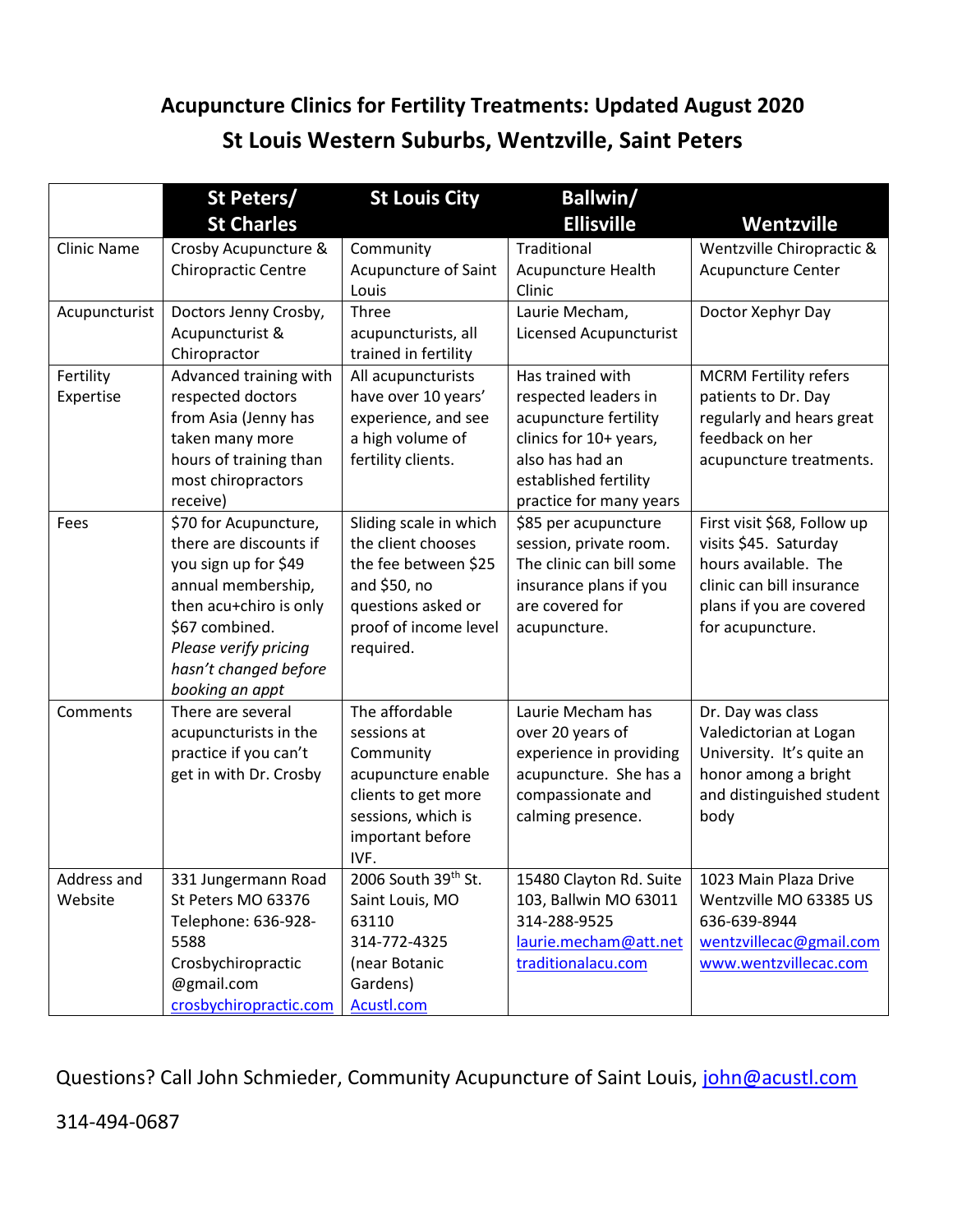## Acupuncture Clinics for Fertility Treatments: Updated August 2020

## St Louis Western Suburbs, Wentzville, Saint Peters

| | St Peters/ St Charles | St Louis City | Ballwin/ Ellisville | Wentzville |
|---|---|---|---|---|
| Clinic Name | Crosby Acupuncture & Chiropractic Centre | Community Acupuncture of Saint Louis | Traditional Acupuncture Health Clinic | Wentzville Chiropractic & Acupuncture Center |
| Acupuncturist | Doctors Jenny Crosby, Acupuncturist & Chiropractor | Three acupuncturists, all trained in fertility | Laurie Mecham, Licensed Acupuncturist | Doctor Xephyr Day |
| Fertility Expertise | Advanced training with respected doctors from Asia (Jenny has taken many more hours of training than most chiropractors receive) | All acupuncturists have over 10 years' experience, and see a high volume of fertility clients. | Has trained with respected leaders in acupuncture fertility clinics for 10+ years, also has had an established fertility practice for many years | MCRM Fertility refers patients to Dr. Day regularly and hears great feedback on her acupuncture treatments. |
| Fees | $70 for Acupuncture, there are discounts if you sign up for $49 annual membership, then acu+chiro is only $67 combined. *Please verify pricing hasn't changed before booking an appt* | Sliding scale in which the client chooses the fee between $25 and $50, no questions asked or proof of income level required. | $85 per acupuncture session, private room. The clinic can bill some insurance plans if you are covered for acupuncture. | First visit $68, Follow up visits $45. Saturday hours available. The clinic can bill insurance plans if you are covered for acupuncture. |
| Comments | There are several acupuncturists in the practice if you can't get in with Dr. Crosby | The affordable sessions at Community acupuncture enable clients to get more sessions, which is important before IVF. | Laurie Mecham has over 20 years of experience in providing acupuncture. She has a compassionate and calming presence. | Dr. Day was class Valedictorian at Logan University. It's quite an honor among a bright and distinguished student body |
| Address and Website | 331 Jungermann Road St Peters MO 63376 Telephone: 636-928-5588 Crosbychiropractic @gmail.com crosbychiropractic.com | 2006 South 39th St. Saint Louis, MO 63110 314-772-4325 (near Botanic Gardens) Acustl.com | 15480 Clayton Rd. Suite 103, Ballwin MO 63011 314-288-9525 laurie.mecham@att.net traditionalacu.com | 1023 Main Plaza Drive Wentzville MO 63385 US 636-639-8944 wentzvillecac@gmail.com www.wentzvillecac.com |

Questions? Call John Schmieder, Community Acupuncture of Saint Louis, john@acustl.com

314-494-0687